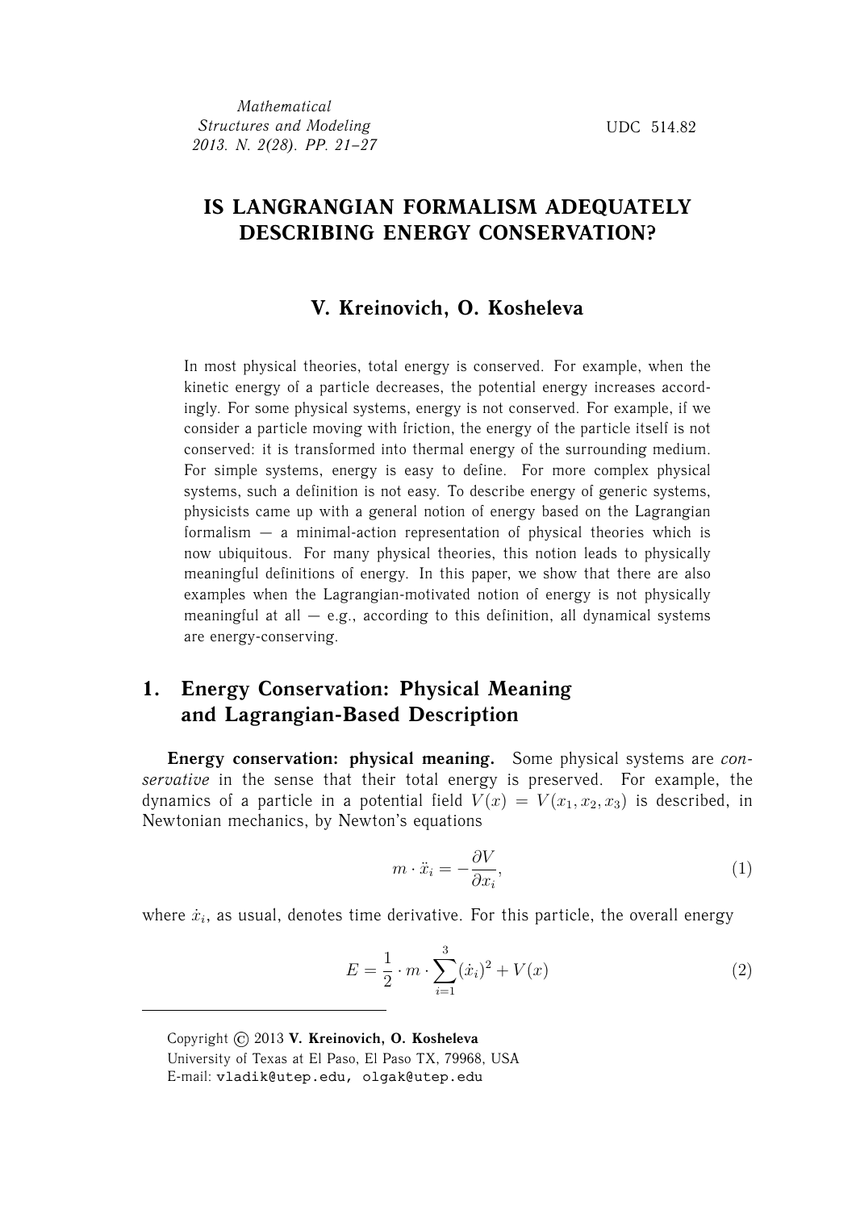*Mathematical Structures and Modeling 2013. N. 2(28). PP. 21–27*

UDC 514.82

# IS LANGRANGIAN FORMALISM ADEQUATELY DESCRIBING ENERGY CONSERVATION?

## V. Kreinovich, O. Kosheleva

In most physical theories, total energy is conserved. For example, when the kinetic energy of a particle decreases, the potential energy increases accordingly. For some physical systems, energy is not conserved. For example, if we consider a particle moving with friction, the energy of the particle itself is not conserved: it is transformed into thermal energy of the surrounding medium. For simple systems, energy is easy to define. For more complex physical systems, such a definition is not easy. To describe energy of generic systems, physicists came up with a general notion of energy based on the Lagrangian formalism — a minimal-action representation of physical theories which is now ubiquitous. For many physical theories, this notion leads to physically meaningful definitions of energy. In this paper, we show that there are also examples when the Lagrangian-motivated notion of energy is not physically meaningful at all — e.g., according to this definition, all dynamical systems are energy-conserving.

## 1. Energy Conservation: Physical Meaning and Lagrangian-Based Description

**Energy conservation: physical meaning.** Some physical systems are *conservative* in the sense that their total energy is preserved. For example, the dynamics of a particle in a potential field $V(x) = V(x_1, x_2, x_3)$ is described, in Newtonian mechanics, by Newton's equations

$$m \cdot \ddot{x}_i = -\frac{\partial V}{\partial x_i}, \tag{1}$$

where $\dot{x}_i$, as usual, denotes time derivative. For this particle, the overall energy

$$E = \frac{1}{2} \cdot m \cdot \sum_{i=1}^{3} (\dot{x}_i)^2 + V(x) \tag{2}$$

Copyright © 2013 **V. Kreinovich, O. Kosheleva**
University of Texas at El Paso, El Paso TX, 79968, USA
E-mail: vladik@utep.edu, olgak@utep.edu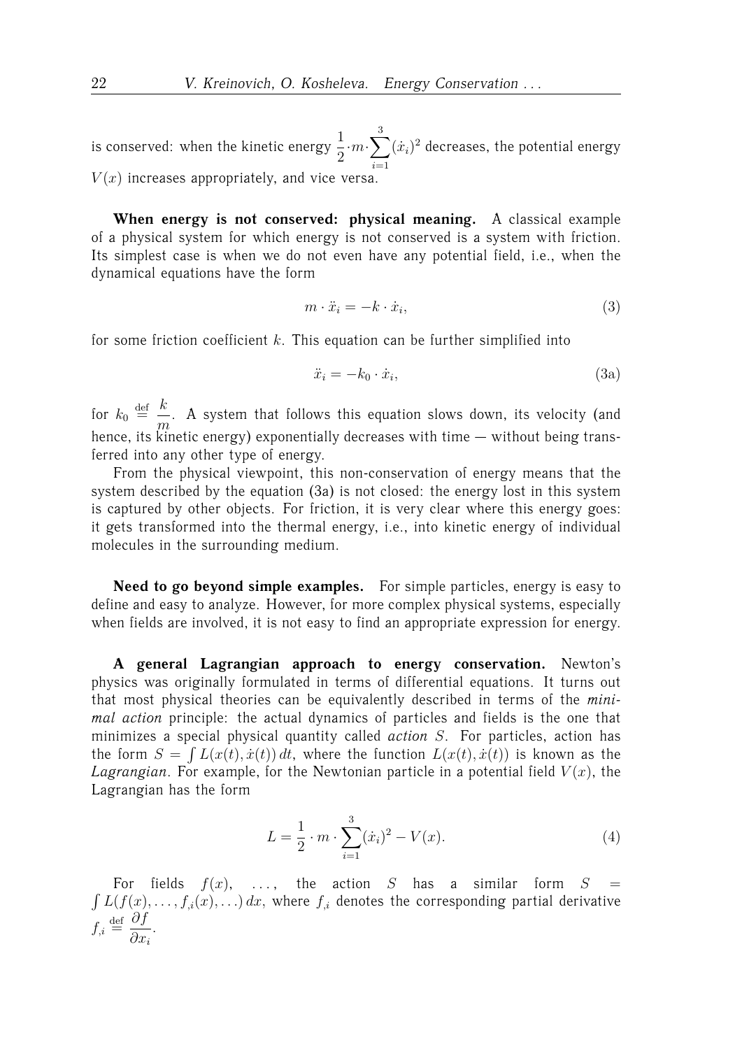is conserved: when the kinetic energy $\frac{1}{2} \cdot m \cdot \sum_{i=1}^{3} (\dot{x}_i)^2$ decreases, the potential energy $V(x)$ increases appropriately, and vice versa.

**When energy is not conserved: physical meaning.** A classical example of a physical system for which energy is not conserved is a system with friction. Its simplest case is when we do not even have any potential field, i.e., when the dynamical equations have the form

$$m \cdot \ddot{x}_i = -k \cdot \dot{x}_i, \tag{3}$$

for some friction coefficient $k$. This equation can be further simplified into

$$\ddot{x}_i = -k_0 \cdot \dot{x}_i, \tag{3a}$$

for $k_0 \stackrel{\text{def}}{=} \frac{k}{m}$. A system that follows this equation slows down, its velocity (and hence, its kinetic energy) exponentially decreases with time — without being transferred into any other type of energy.

From the physical viewpoint, this non-conservation of energy means that the system described by the equation (3a) is not closed: the energy lost in this system is captured by other objects. For friction, it is very clear where this energy goes: it gets transformed into the thermal energy, i.e., into kinetic energy of individual molecules in the surrounding medium.

**Need to go beyond simple examples.** For simple particles, energy is easy to define and easy to analyze. However, for more complex physical systems, especially when fields are involved, it is not easy to find an appropriate expression for energy.

**A general Lagrangian approach to energy conservation.** Newton's physics was originally formulated in terms of differential equations. It turns out that most physical theories can be equivalently described in terms of the *minimal action* principle: the actual dynamics of particles and fields is the one that minimizes a special physical quantity called *action* $S$. For particles, action has the form $S = \int L(x(t), \dot{x}(t))\, dt$, where the function $L(x(t), \dot{x}(t))$ is known as the *Lagrangian*. For example, for the Newtonian particle in a potential field $V(x)$, the Lagrangian has the form

$$L = \frac{1}{2} \cdot m \cdot \sum_{i=1}^{3} (\dot{x}_i)^2 - V(x). \tag{4}$$

For fields $f(x)$, $\ldots$, the action $S$ has a similar form $S = \int L(f(x), \ldots, f_{,i}(x), \ldots)\, dx$, where $f_{,i}$ denotes the corresponding partial derivative $f_{,i} \stackrel{\text{def}}{=} \frac{\partial f}{\partial x_i}$.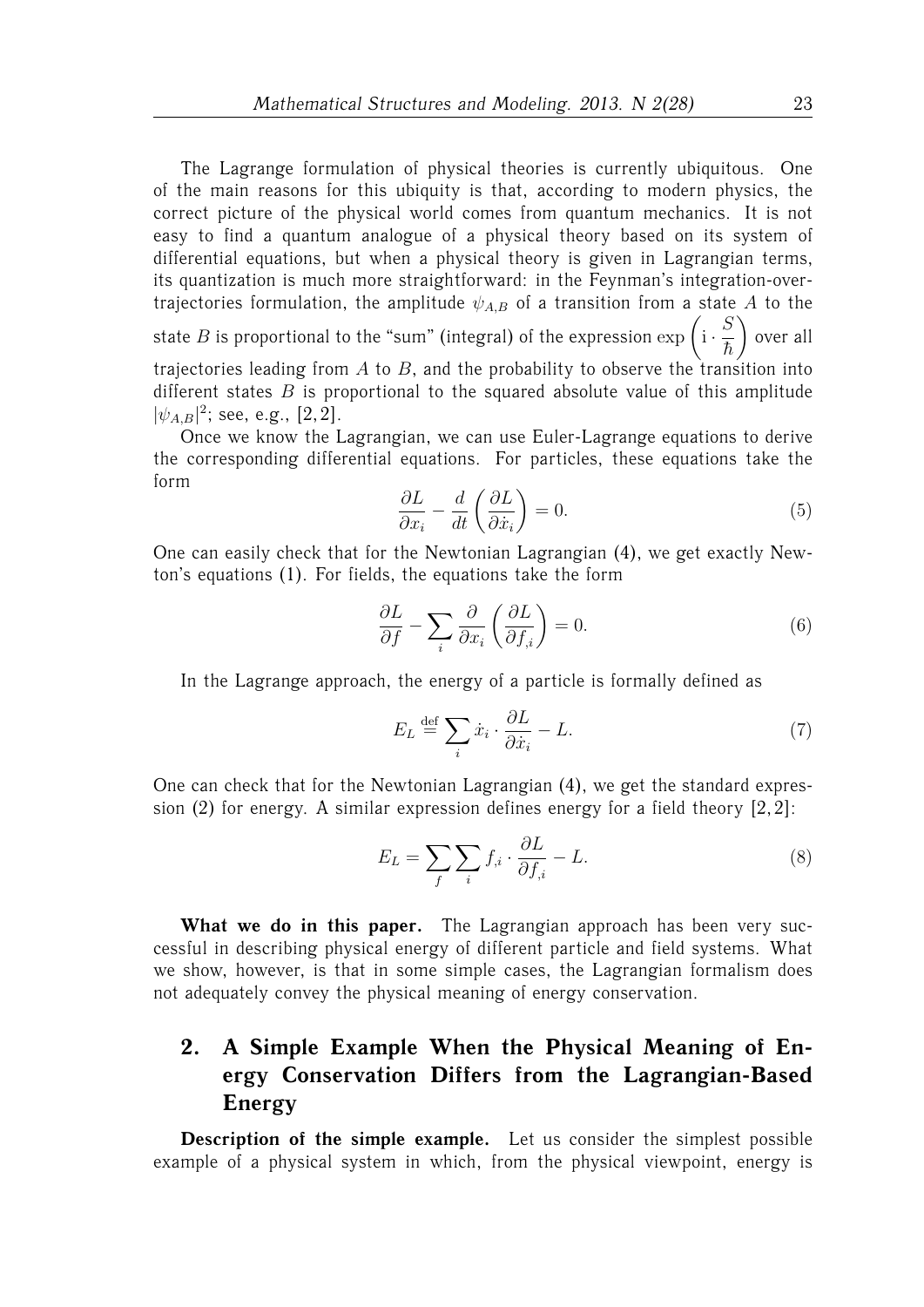The Lagrange formulation of physical theories is currently ubiquitous. One of the main reasons for this ubiquity is that, according to modern physics, the correct picture of the physical world comes from quantum mechanics. It is not easy to find a quantum analogue of a physical theory based on its system of differential equations, but when a physical theory is given in Lagrangian terms, its quantization is much more straightforward: in the Feynman's integration-over-trajectories formulation, the amplitude $\psi_{A,B}$ of a transition from a state $A$ to the state $B$ is proportional to the "sum" (integral) of the expression $\exp\left(\mathrm{i}\cdot\frac{S}{\hbar}\right)$ over all trajectories leading from $A$ to $B$, and the probability to observe the transition into different states $B$ is proportional to the squared absolute value of this amplitude $|\psi_{A,B}|^2$; see, e.g., [2,2].

Once we know the Lagrangian, we can use Euler-Lagrange equations to derive the corresponding differential equations. For particles, these equations take the form

$$\frac{\partial L}{\partial x_i} - \frac{d}{dt}\left(\frac{\partial L}{\partial \dot{x}_i}\right) = 0. \tag{5}$$

One can easily check that for the Newtonian Lagrangian (4), we get exactly Newton's equations (1). For fields, the equations take the form

$$\frac{\partial L}{\partial f} - \sum_i \frac{\partial}{\partial x_i}\left(\frac{\partial L}{\partial f_{,i}}\right) = 0. \tag{6}$$

In the Lagrange approach, the energy of a particle is formally defined as

$$E_L \stackrel{\text{def}}{=} \sum_i \dot{x}_i \cdot \frac{\partial L}{\partial \dot{x}_i} - L. \tag{7}$$

One can check that for the Newtonian Lagrangian (4), we get the standard expression (2) for energy. A similar expression defines energy for a field theory [2,2]:

$$E_L = \sum_f \sum_i f_{,i} \cdot \frac{\partial L}{\partial f_{,i}} - L. \tag{8}$$

**What we do in this paper.** The Lagrangian approach has been very successful in describing physical energy of different particle and field systems. What we show, however, is that in some simple cases, the Lagrangian formalism does not adequately convey the physical meaning of energy conservation.

## 2. A Simple Example When the Physical Meaning of Energy Conservation Differs from the Lagrangian-Based Energy

**Description of the simple example.** Let us consider the simplest possible example of a physical system in which, from the physical viewpoint, energy is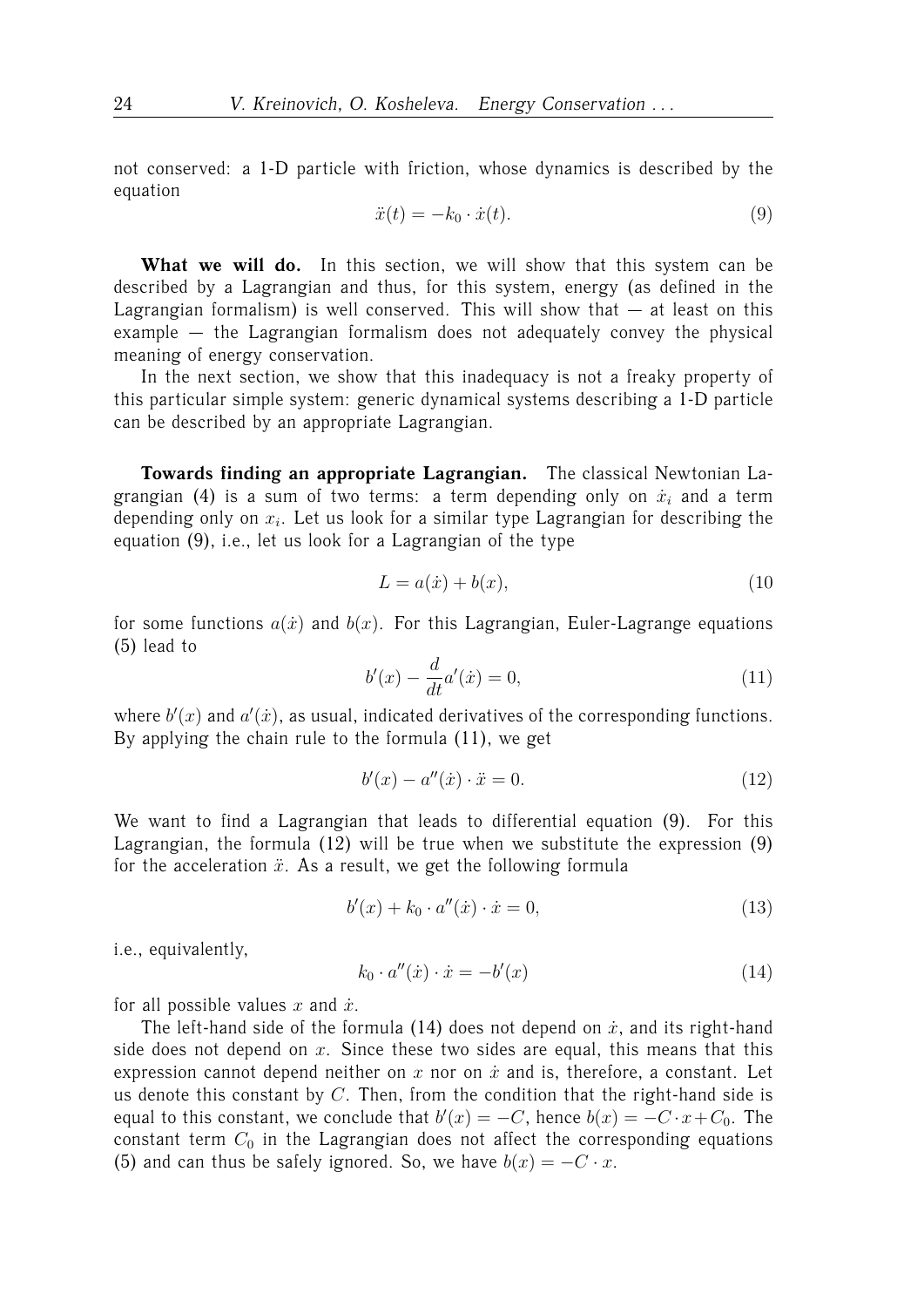not conserved: a 1-D particle with friction, whose dynamics is described by the equation

$$\ddot{x}(t) = -k_0 \cdot \dot{x}(t). \tag{9}$$

**What we will do.** In this section, we will show that this system can be described by a Lagrangian and thus, for this system, energy (as defined in the Lagrangian formalism) is well conserved. This will show that — at least on this example — the Lagrangian formalism does not adequately convey the physical meaning of energy conservation.

In the next section, we show that this inadequacy is not a freaky property of this particular simple system: generic dynamical systems describing a 1-D particle can be described by an appropriate Lagrangian.

**Towards finding an appropriate Lagrangian.** The classical Newtonian Lagrangian (4) is a sum of two terms: a term depending only on $\dot{x}_i$ and a term depending only on $x_i$. Let us look for a similar type Lagrangian for describing the equation (9), i.e., let us look for a Lagrangian of the type

$$L = a(\dot{x}) + b(x), \tag{10}$$

for some functions $a(\dot{x})$ and $b(x)$. For this Lagrangian, Euler-Lagrange equations (5) lead to

$$b'(x) - \frac{d}{dt} a'(\dot{x}) = 0, \tag{11}$$

where $b'(x)$ and $a'(\dot{x})$, as usual, indicated derivatives of the corresponding functions. By applying the chain rule to the formula (11), we get

$$b'(x) - a''(\dot{x}) \cdot \ddot{x} = 0. \tag{12}$$

We want to find a Lagrangian that leads to differential equation (9). For this Lagrangian, the formula (12) will be true when we substitute the expression (9) for the acceleration $\ddot{x}$. As a result, we get the following formula

$$b'(x) + k_0 \cdot a''(\dot{x}) \cdot \dot{x} = 0, \tag{13}$$

i.e., equivalently,

$$k_0 \cdot a''(\dot{x}) \cdot \dot{x} = -b'(x) \tag{14}$$

for all possible values $x$ and $\dot{x}$.

The left-hand side of the formula (14) does not depend on $\dot{x}$, and its right-hand side does not depend on $x$. Since these two sides are equal, this means that this expression cannot depend neither on $x$ nor on $\dot{x}$ and is, therefore, a constant. Let us denote this constant by $C$. Then, from the condition that the right-hand side is equal to this constant, we conclude that $b'(x) = -C$, hence $b(x) = -C \cdot x + C_0$. The constant term $C_0$ in the Lagrangian does not affect the corresponding equations (5) and can thus be safely ignored. So, we have $b(x) = -C \cdot x$.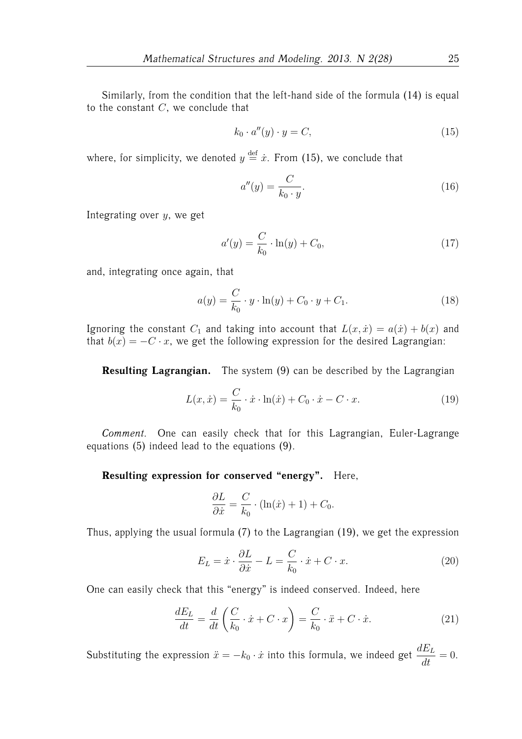Similarly, from the condition that the left-hand side of the formula (14) is equal to the constant $C$, we conclude that

$$k_0 \cdot a''(y) \cdot y = C, \tag{15}$$

where, for simplicity, we denoted $y \stackrel{\text{def}}{=} \dot{x}$. From (15), we conclude that

$$a''(y) = \frac{C}{k_0 \cdot y}. \tag{16}$$

Integrating over $y$, we get

$$a'(y) = \frac{C}{k_0} \cdot \ln(y) + C_0, \tag{17}$$

and, integrating once again, that

$$a(y) = \frac{C}{k_0} \cdot y \cdot \ln(y) + C_0 \cdot y + C_1. \tag{18}$$

Ignoring the constant $C_1$ and taking into account that $L(x, \dot{x}) = a(\dot{x}) + b(x)$ and that $b(x) = -C \cdot x$, we get the following expression for the desired Lagrangian:

**Resulting Lagrangian.** The system (9) can be described by the Lagrangian

$$L(x, \dot{x}) = \frac{C}{k_0} \cdot \dot{x} \cdot \ln(\dot{x}) + C_0 \cdot \dot{x} - C \cdot x. \tag{19}$$

*Comment.* One can easily check that for this Lagrangian, Euler-Lagrange equations (5) indeed lead to the equations (9).

**Resulting expression for conserved "energy".** Here,

$$\frac{\partial L}{\partial \dot{x}} = \frac{C}{k_0} \cdot (\ln(\dot{x}) + 1) + C_0.$$

Thus, applying the usual formula (7) to the Lagrangian (19), we get the expression

$$E_L = \dot{x} \cdot \frac{\partial L}{\partial \dot{x}} - L = \frac{C}{k_0} \cdot \dot{x} + C \cdot x. \tag{20}$$

One can easily check that this "energy" is indeed conserved. Indeed, here

$$\frac{dE_L}{dt} = \frac{d}{dt}\left(\frac{C}{k_0} \cdot \dot{x} + C \cdot x\right) = \frac{C}{k_0} \cdot \ddot{x} + C \cdot \dot{x}. \tag{21}$$

Substituting the expression $\ddot{x} = -k_0 \cdot \dot{x}$ into this formula, we indeed get $\dfrac{dE_L}{dt} = 0$.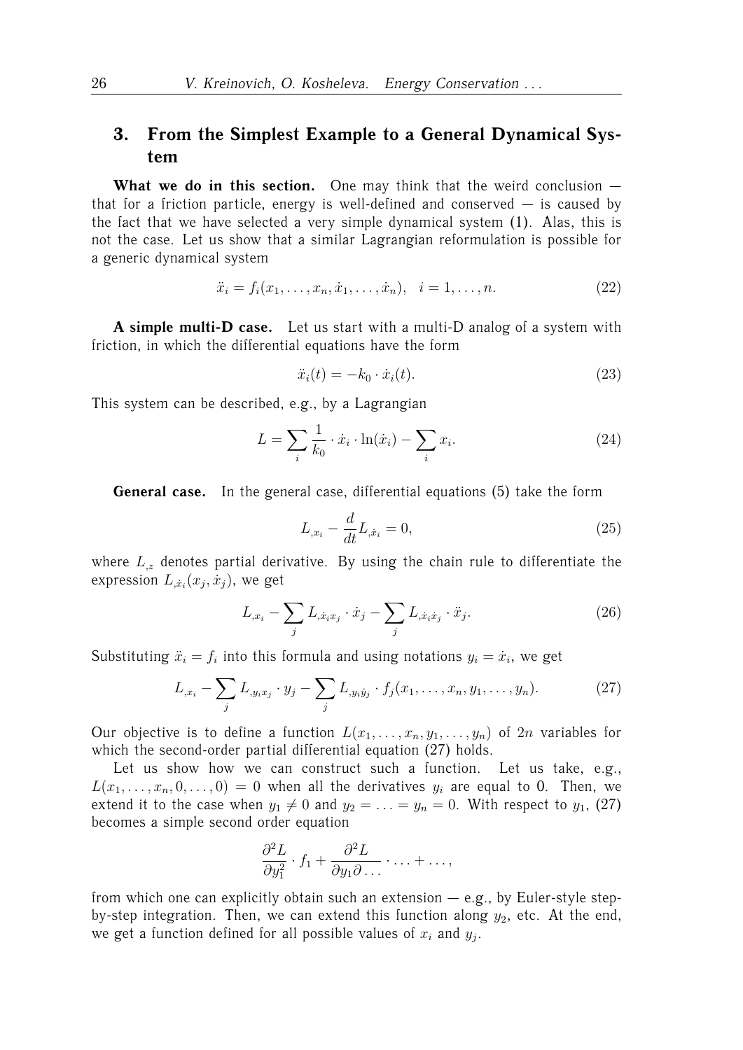## 3. From the Simplest Example to a General Dynamical System

**What we do in this section.** One may think that the weird conclusion — that for a friction particle, energy is well-defined and conserved — is caused by the fact that we have selected a very simple dynamical system (1). Alas, this is not the case. Let us show that a similar Lagrangian reformulation is possible for a generic dynamical system

$$\ddot{x}_i = f_i(x_1, \ldots, x_n, \dot{x}_1, \ldots, \dot{x}_n), \quad i = 1, \ldots, n. \tag{22}$$

**A simple multi-D case.** Let us start with a multi-D analog of a system with friction, in which the differential equations have the form

$$\ddot{x}_i(t) = -k_0 \cdot \dot{x}_i(t). \tag{23}$$

This system can be described, e.g., by a Lagrangian

$$L = \sum_i \frac{1}{k_0} \cdot \dot{x}_i \cdot \ln(\dot{x}_i) - \sum_i x_i. \tag{24}$$

**General case.** In the general case, differential equations (5) take the form

$$L_{,x_i} - \frac{d}{dt} L_{,\dot{x}_i} = 0, \tag{25}$$

where $L_{,z}$ denotes partial derivative. By using the chain rule to differentiate the expression $L_{,\dot{x}_i}(x_j, \dot{x}_j)$, we get

$$L_{,x_i} - \sum_j L_{,\dot{x}_i x_j} \cdot \dot{x}_j - \sum_j L_{,\dot{x}_i \dot{x}_j} \cdot \ddot{x}_j. \tag{26}$$

Substituting $\ddot{x}_i = f_i$ into this formula and using notations $y_i = \dot{x}_i$, we get

$$L_{,x_i} - \sum_j L_{,y_i x_j} \cdot y_j - \sum_j L_{,y_i \dot{y}_j} \cdot f_j(x_1, \ldots, x_n, y_1, \ldots, y_n). \tag{27}$$

Our objective is to define a function $L(x_1, \ldots, x_n, y_1, \ldots, y_n)$ of $2n$ variables for which the second-order partial differential equation (27) holds.

Let us show how we can construct such a function. Let us take, e.g., $L(x_1, \ldots, x_n, 0, \ldots, 0) = 0$ when all the derivatives $y_i$ are equal to 0. Then, we extend it to the case when $y_1 \neq 0$ and $y_2 = \ldots = y_n = 0$. With respect to $y_1$, (27) becomes a simple second order equation

$$\frac{\partial^2 L}{\partial y_1^2} \cdot f_1 + \frac{\partial^2 L}{\partial y_1 \partial \ldots} \cdot \ldots + \ldots,$$

from which one can explicitly obtain such an extension — e.g., by Euler-style step-by-step integration. Then, we can extend this function along $y_2$, etc. At the end, we get a function defined for all possible values of $x_i$ and $y_j$.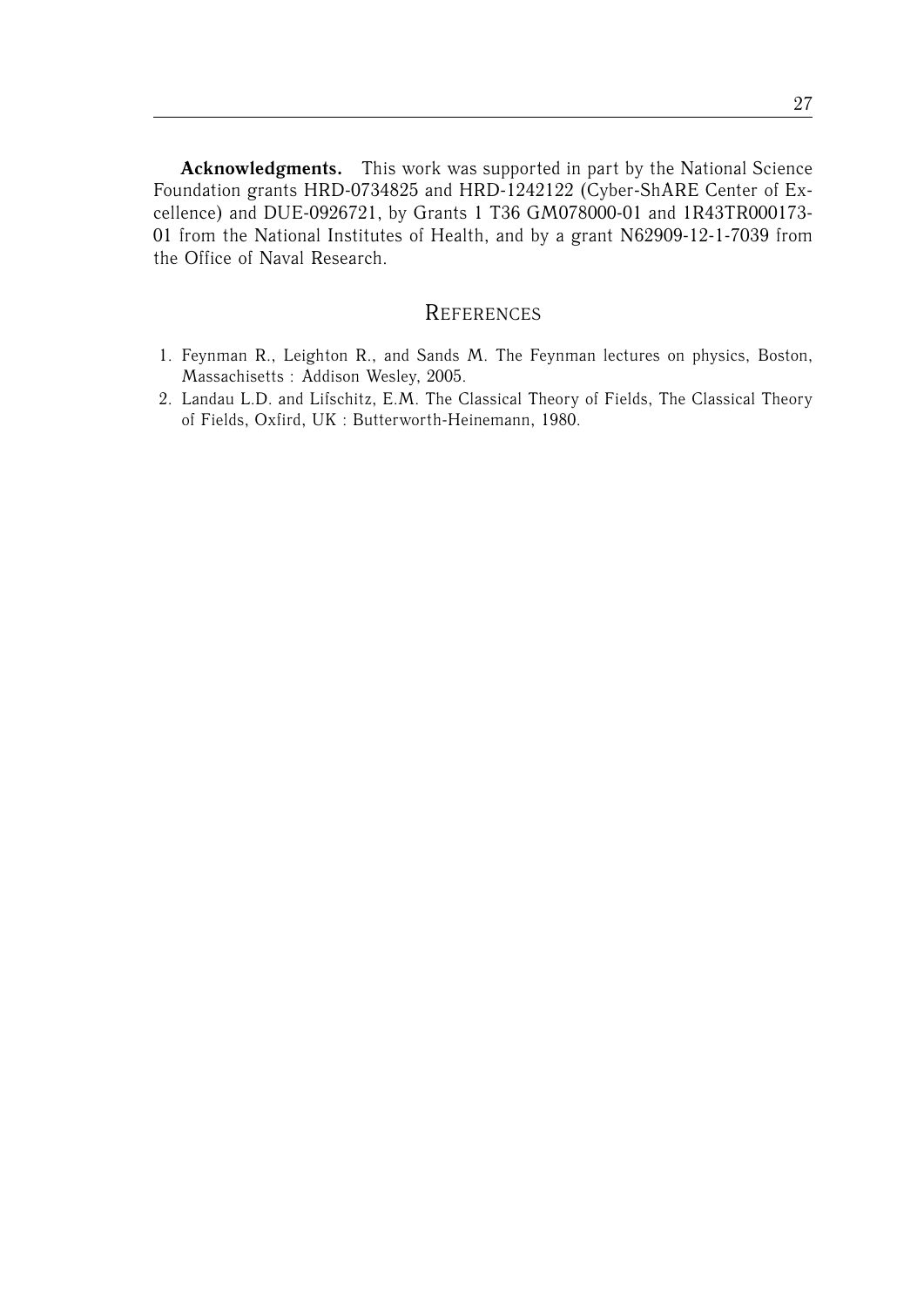**Acknowledgments.** This work was supported in part by the National Science Foundation grants HRD-0734825 and HRD-1242122 (Cyber-ShARE Center of Excellence) and DUE-0926721, by Grants 1 T36 GM078000-01 and 1R43TR000173-01 from the National Institutes of Health, and by a grant N62909-12-1-7039 from the Office of Naval Research.

## References

1. Feynman R., Leighton R., and Sands M. The Feynman lectures on physics, Boston, Massachisetts : Addison Wesley, 2005.
2. Landau L.D. and Lifschitz, E.M. The Classical Theory of Fields, The Classical Theory of Fields, Oxfird, UK : Butterworth-Heinemann, 1980.